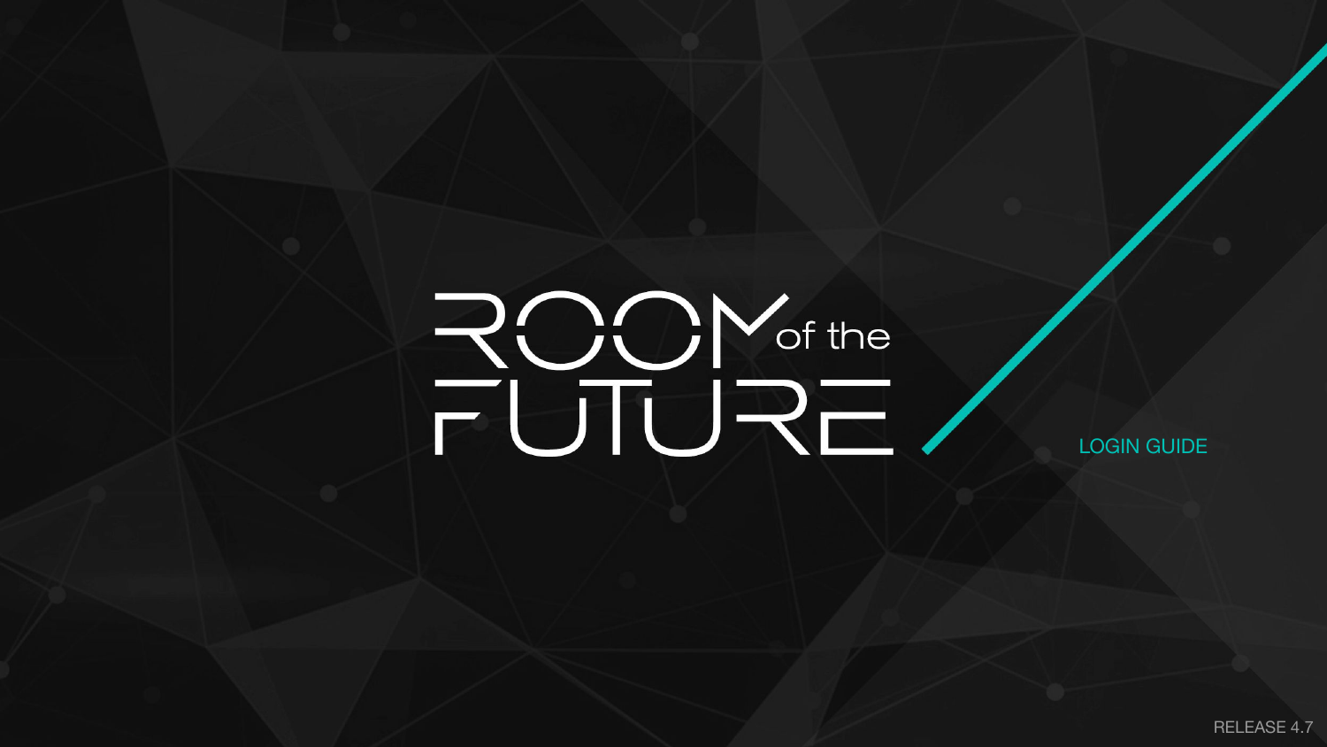# ROOM of the FUTURE

LOGIN GUIDE

RELEASE 4.7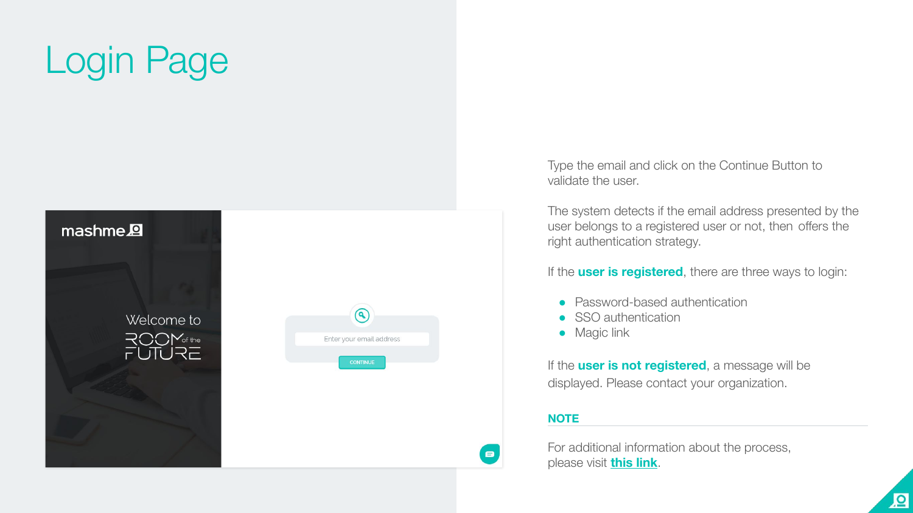# Login Page

Type the email and click on the Continue Button to validate the user.

The system detects if the email address presented by the user belongs to a registered user or not, then offers the right authentication strategy.

If the **user is registered**, there are three ways to login:

- Password-based authentication
- SSO authentication
- Magic link

If the **user is not registered**, a message will be displayed. Please contact your organization.

**NOTE**

For additional information about the process, please visit **this link**.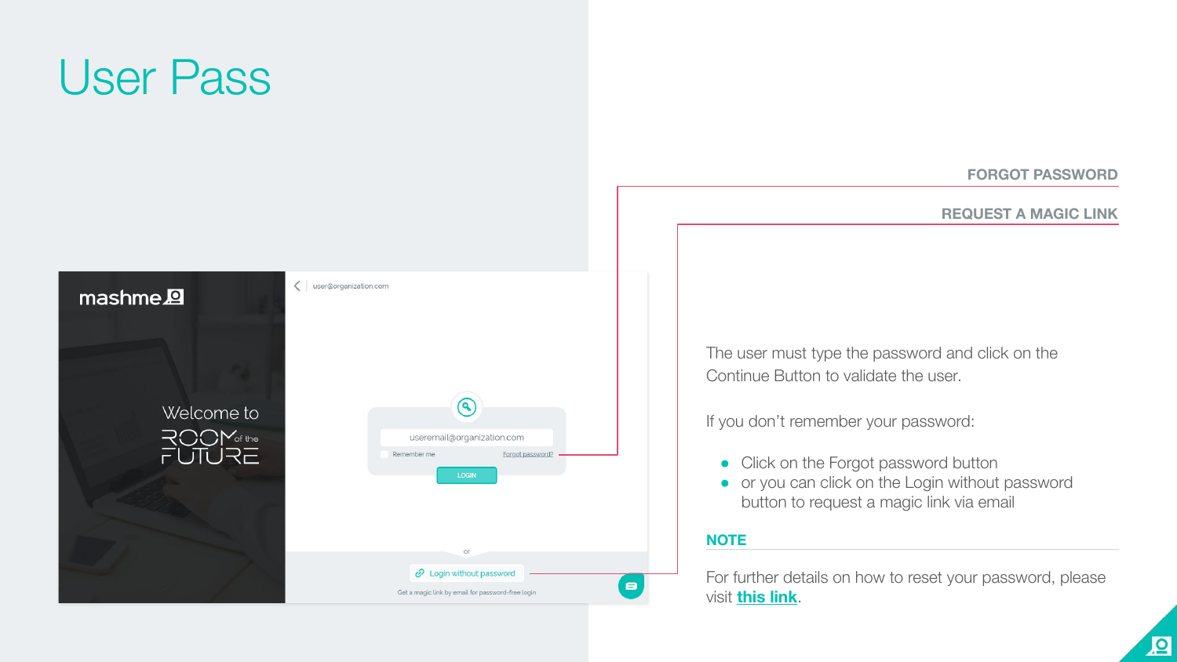# User Pass

FORGOT PASSWORD

REQUEST A MAGIC LINK

The user must type the password and click on the Continue Button to validate the user.

If you don't remember your password:

- Click on the Forgot password button
- or you can click on the Login without password button to request a magic link via email

## NOTE

For further details on how to reset your password, please visit **this link**.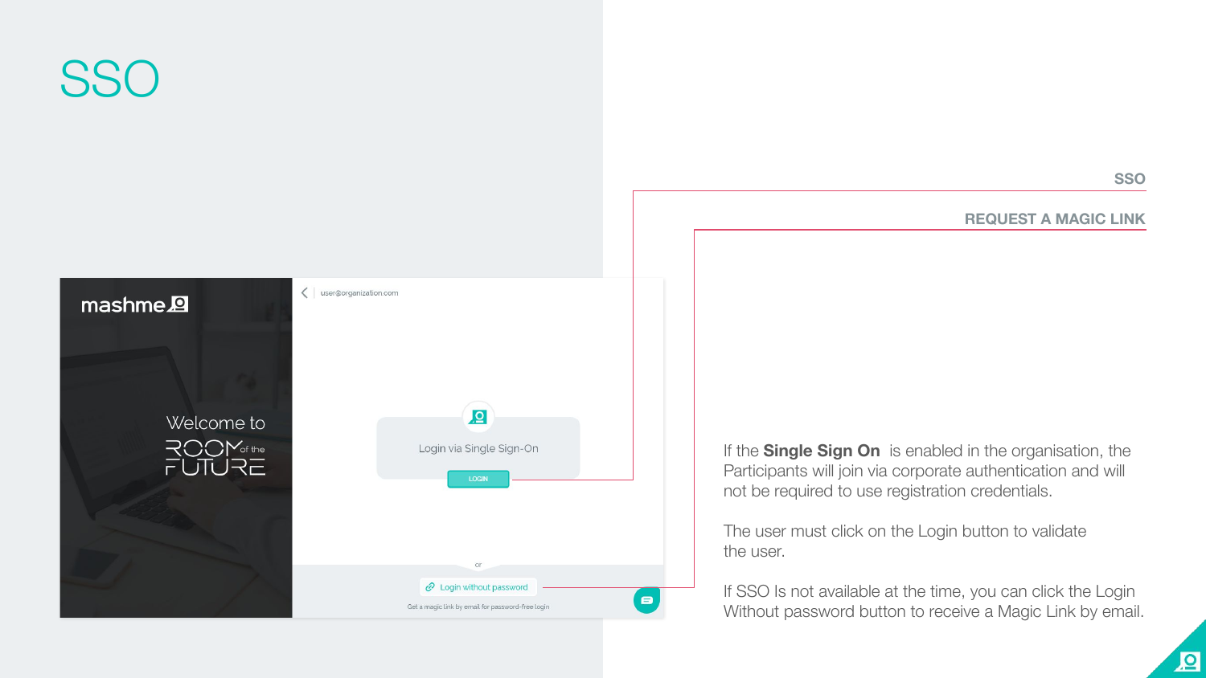# SSO

**SSO**

**REQUEST A MAGIC LINK**

If the **Single Sign On** is enabled in the organisation, the Participants will join via corporate authentication and will not be required to use registration credentials.

The user must click on the Login button to validate the user.

If SSO Is not available at the time, you can click the Login Without password button to receive a Magic Link by email.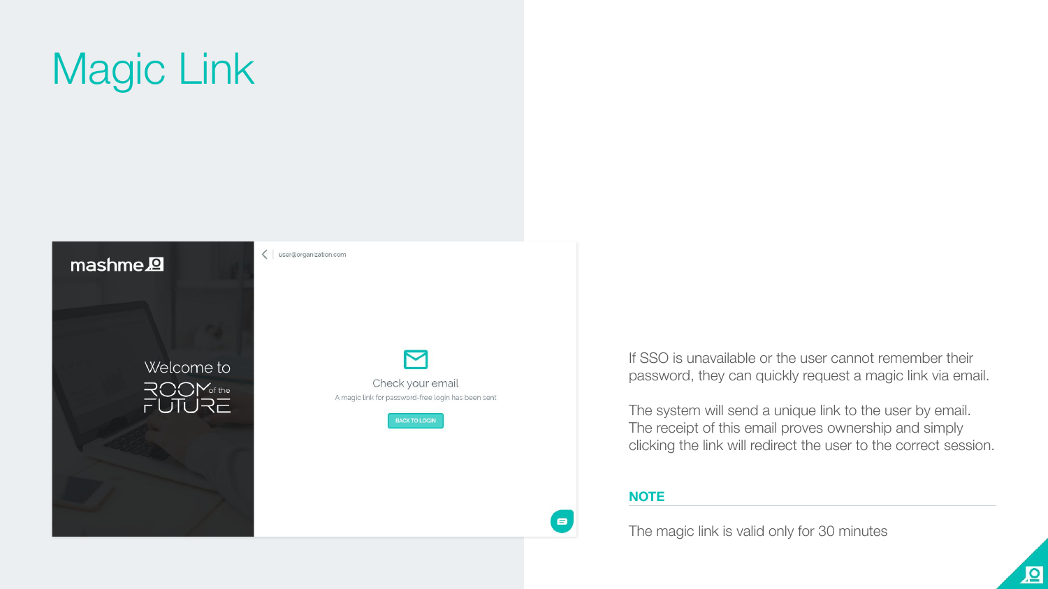# Magic Link

If SSO is unavailable or the user cannot remember their password, they can quickly request a magic link via email.

The system will send a unique link to the user by email. The receipt of this email proves ownership and simply clicking the link will redirect the user to the correct session.

## NOTE

The magic link is valid only for 30 minutes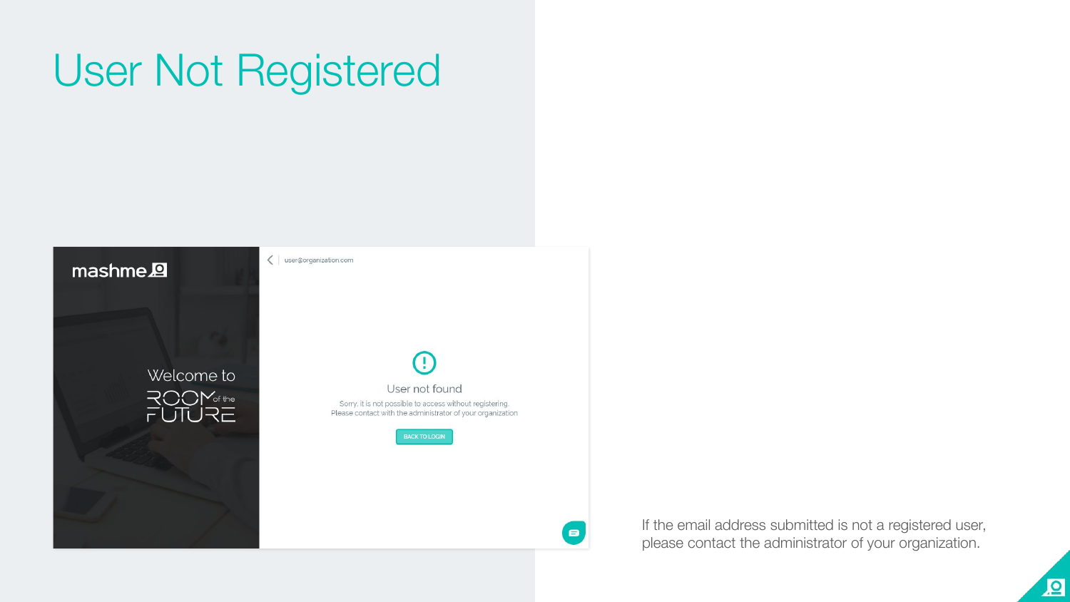# User Not Registered

If the email address submitted is not a registered user, please contact the administrator of your organization.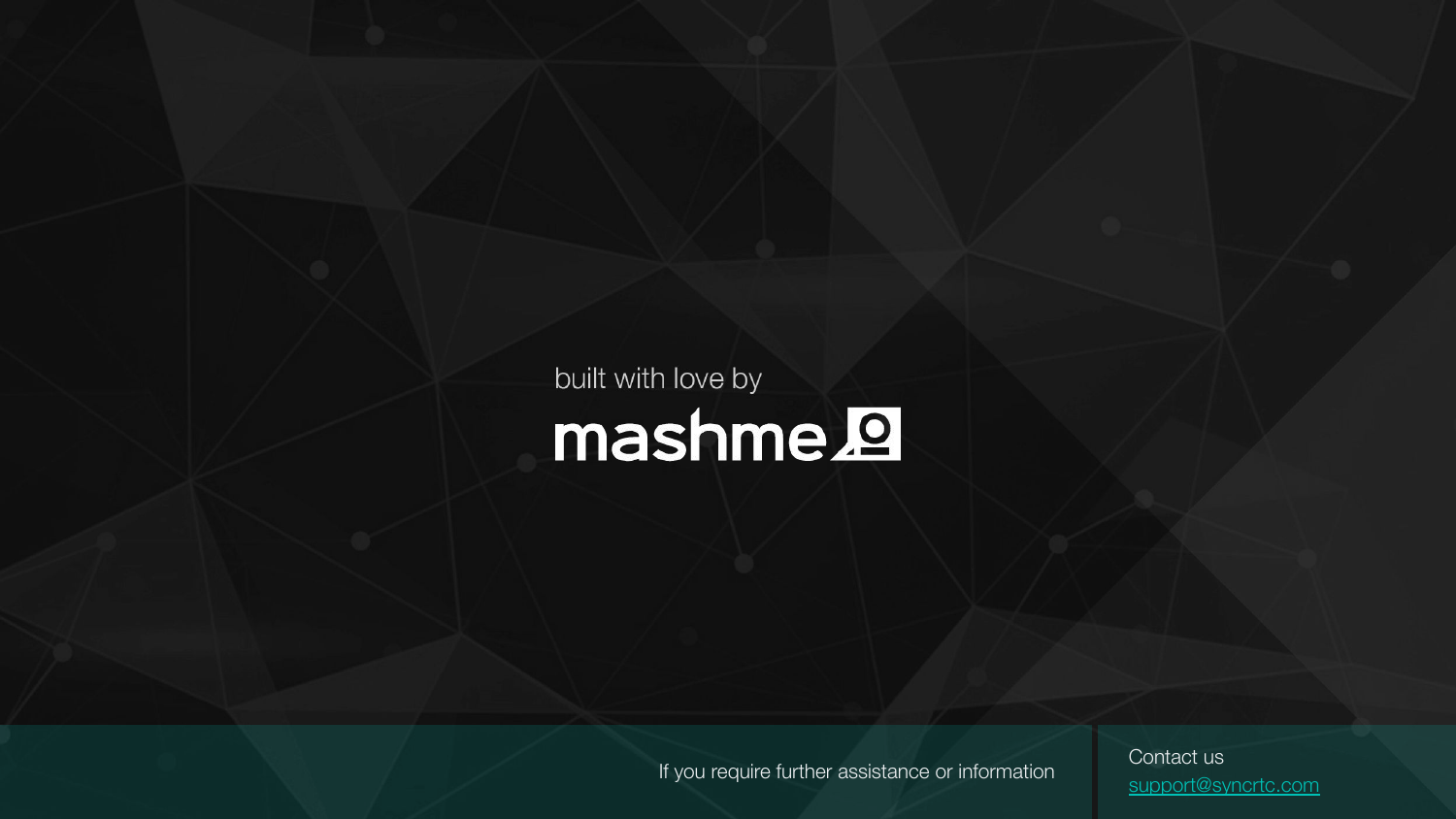built with love by

mashme

If you require further assistance or information

Contact us

support@syncrtc.com